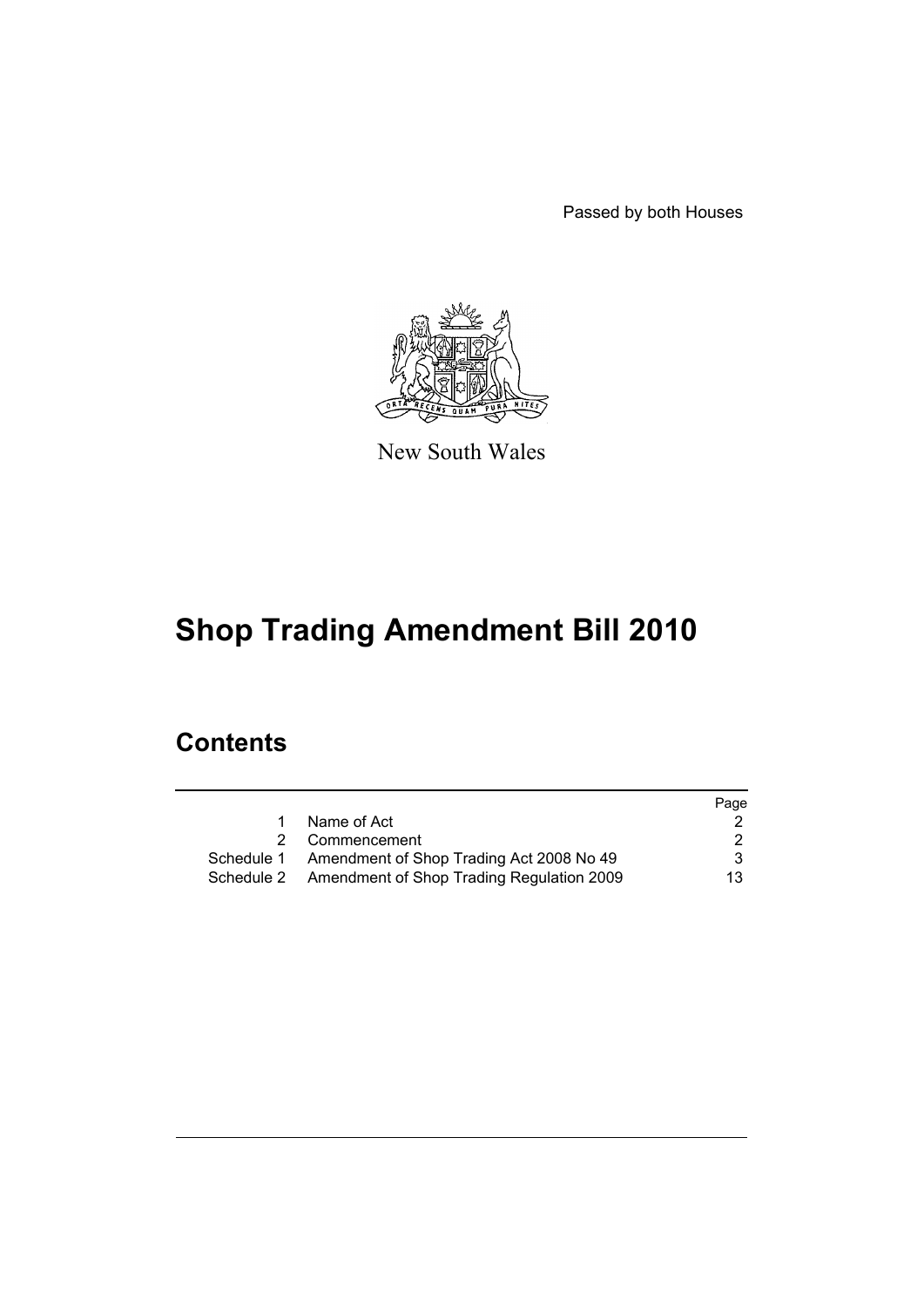Passed by both Houses

New South Wales

# Shop Trading Amendment Bill 2010

## Contents

| | | Page |
|---|---|---|
| 1 | Name of Act | 2 |
| 2 | Commencement | 2 |
| Schedule 1 | Amendment of Shop Trading Act 2008 No 49 | 3 |
| Schedule 2 | Amendment of Shop Trading Regulation 2009 | 13 |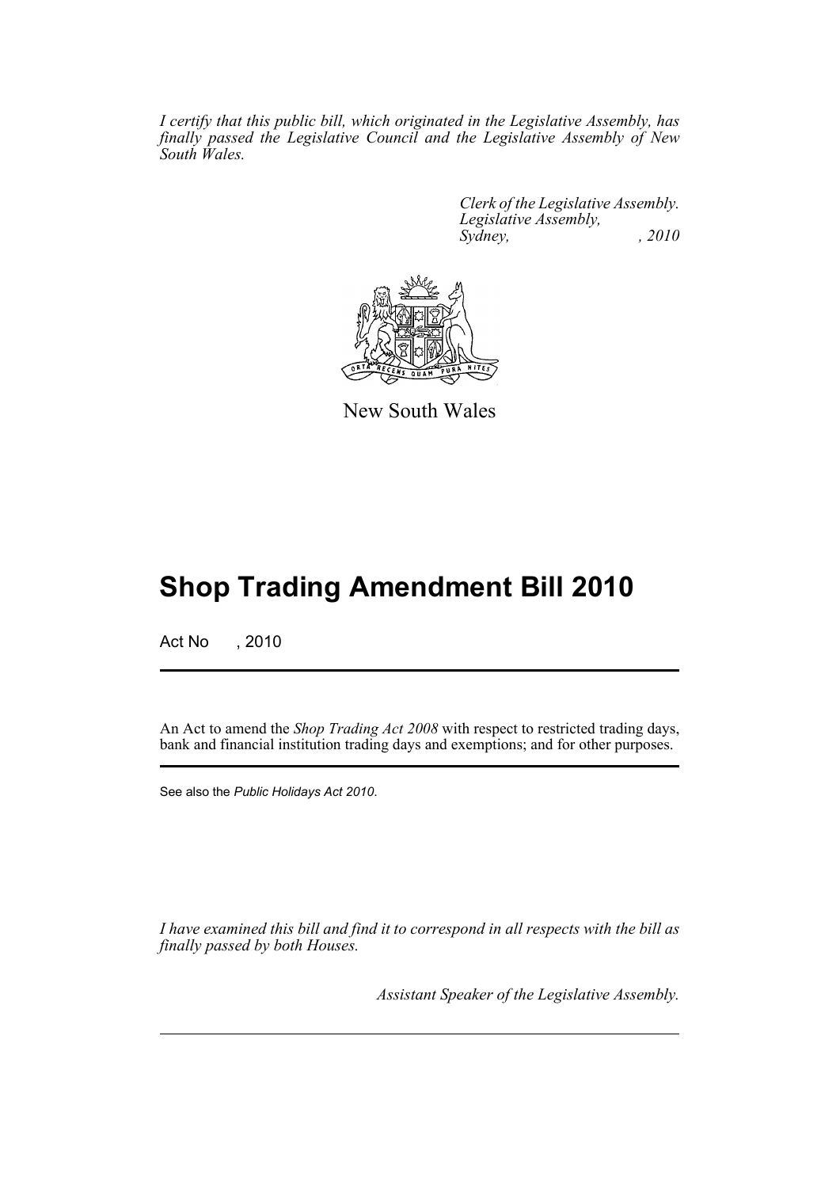*I certify that this public bill, which originated in the Legislative Assembly, has finally passed the Legislative Council and the Legislative Assembly of New South Wales.*

*Clerk of the Legislative Assembly.*
*Legislative Assembly,*
*Sydney, , 2010*

New South Wales

# Shop Trading Amendment Bill 2010

Act No , 2010

An Act to amend the *Shop Trading Act 2008* with respect to restricted trading days, bank and financial institution trading days and exemptions; and for other purposes.

See also the *Public Holidays Act 2010*.

*I have examined this bill and find it to correspond in all respects with the bill as finally passed by both Houses.*

*Assistant Speaker of the Legislative Assembly.*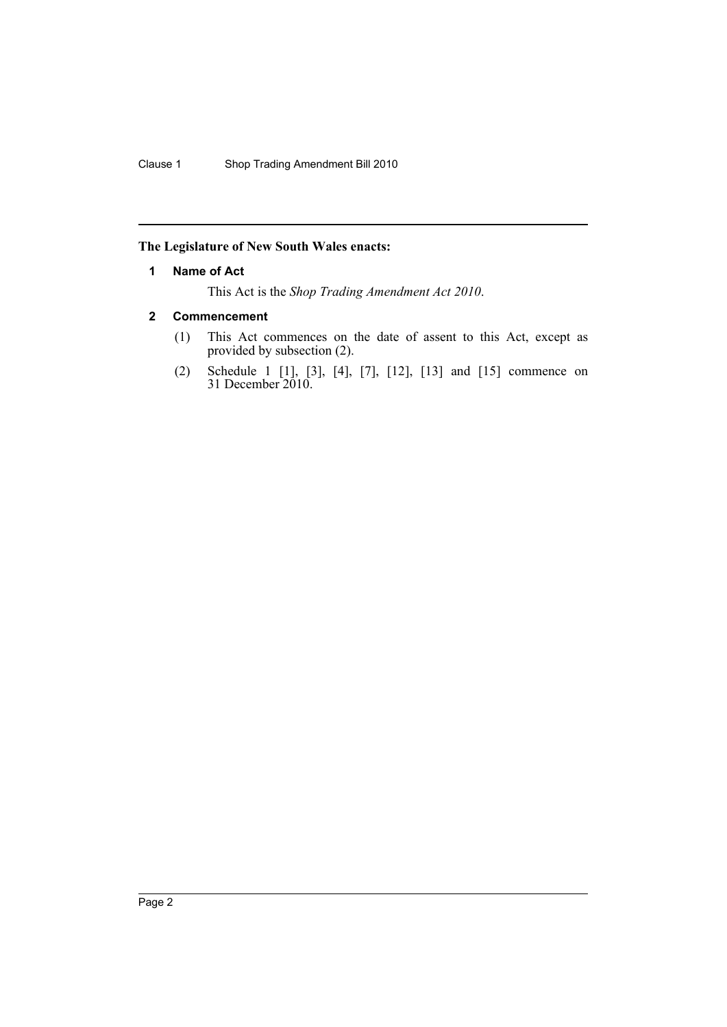**The Legislature of New South Wales enacts:**

## 1 Name of Act

This Act is the *Shop Trading Amendment Act 2010*.

## 2 Commencement

(1) This Act commences on the date of assent to this Act, except as provided by subsection (2).

(2) Schedule 1 [1], [3], [4], [7], [12], [13] and [15] commence on 31 December 2010.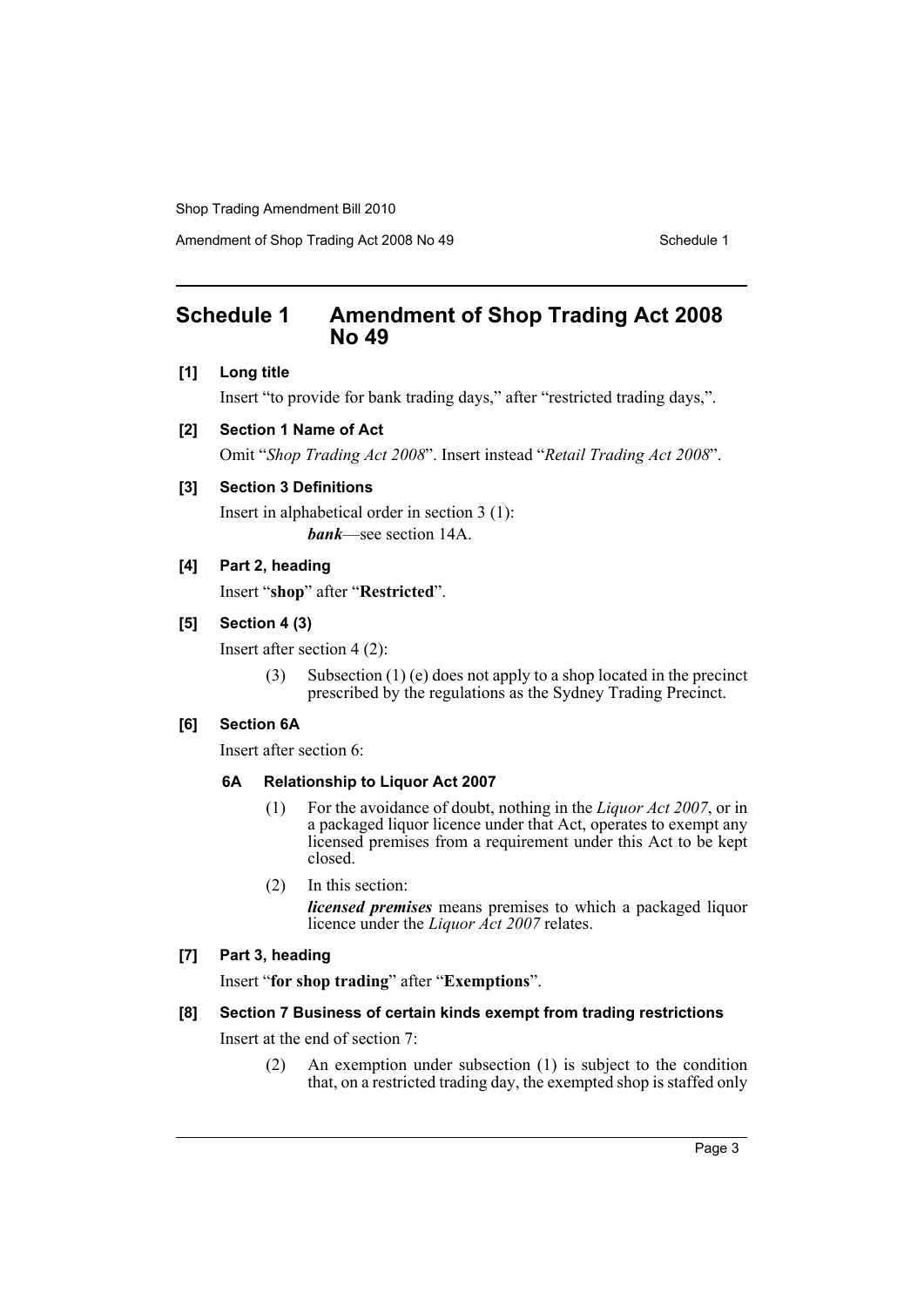# Schedule 1 Amendment of Shop Trading Act 2008 No 49

**[1] Long title**

Insert "to provide for bank trading days," after "restricted trading days,".

**[2] Section 1 Name of Act**

Omit "*Shop Trading Act 2008*". Insert instead "*Retail Trading Act 2008*".

**[3] Section 3 Definitions**

Insert in alphabetical order in section 3 (1):

> ***bank***—see section 14A.

**[4] Part 2, heading**

Insert "**shop**" after "**Restricted**".

**[5] Section 4 (3)**

Insert after section 4 (2):

> (3) Subsection (1) (e) does not apply to a shop located in the precinct prescribed by the regulations as the Sydney Trading Precinct.

**[6] Section 6A**

Insert after section 6:

> **6A Relationship to Liquor Act 2007**
>
> (1) For the avoidance of doubt, nothing in the *Liquor Act 2007*, or in a packaged liquor licence under that Act, operates to exempt any licensed premises from a requirement under this Act to be kept closed.
>
> (2) In this section:
>
> ***licensed premises*** means premises to which a packaged liquor licence under the *Liquor Act 2007* relates.

**[7] Part 3, heading**

Insert "**for shop trading**" after "**Exemptions**".

**[8] Section 7 Business of certain kinds exempt from trading restrictions**

Insert at the end of section 7:

> (2) An exemption under subsection (1) is subject to the condition that, on a restricted trading day, the exempted shop is staffed only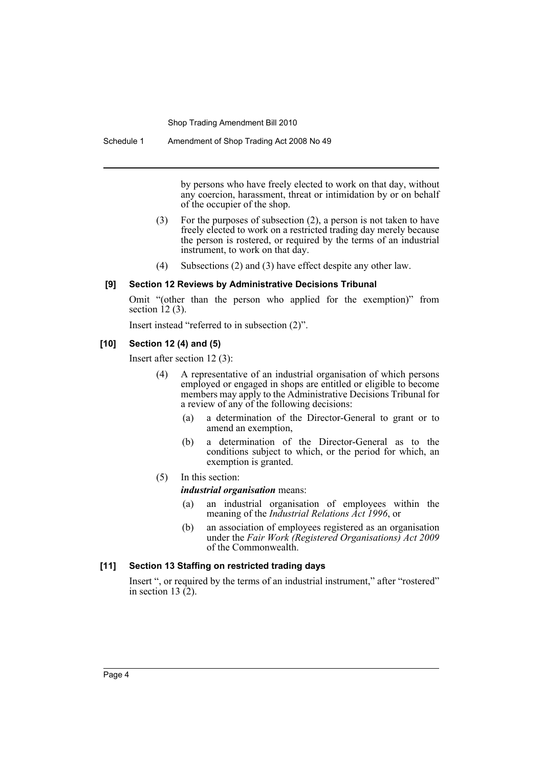by persons who have freely elected to work on that day, without any coercion, harassment, threat or intimidation by or on behalf of the occupier of the shop.

(3) For the purposes of subsection (2), a person is not taken to have freely elected to work on a restricted trading day merely because the person is rostered, or required by the terms of an industrial instrument, to work on that day.

(4) Subsections (2) and (3) have effect despite any other law.

#### [9] Section 12 Reviews by Administrative Decisions Tribunal

Omit "(other than the person who applied for the exemption)" from section 12 (3).

Insert instead "referred to in subsection (2)".

#### [10] Section 12 (4) and (5)

Insert after section 12 (3):

(4) A representative of an industrial organisation of which persons employed or engaged in shops are entitled or eligible to become members may apply to the Administrative Decisions Tribunal for a review of any of the following decisions:

(a) a determination of the Director-General to grant or to amend an exemption,

(b) a determination of the Director-General as to the conditions subject to which, or the period for which, an exemption is granted.

(5) In this section:

***industrial organisation*** means:

(a) an industrial organisation of employees within the meaning of the *Industrial Relations Act 1996*, or

(b) an association of employees registered as an organisation under the *Fair Work (Registered Organisations) Act 2009* of the Commonwealth.

#### [11] Section 13 Staffing on restricted trading days

Insert ", or required by the terms of an industrial instrument," after "rostered" in section 13 (2).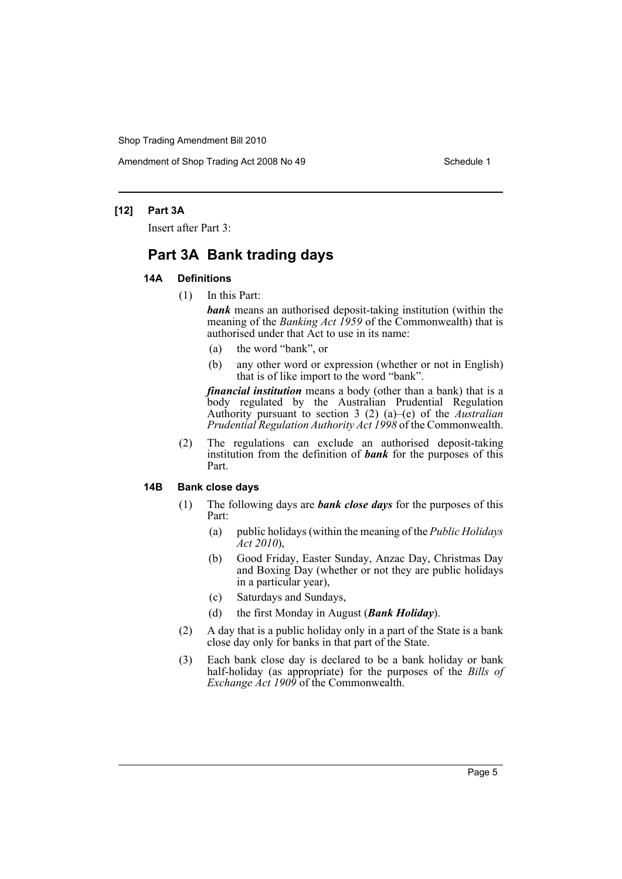### [12] Part 3A

Insert after Part 3:

## Part 3A Bank trading days

### 14A Definitions

(1) In this Part:

***bank*** means an authorised deposit-taking institution (within the meaning of the *Banking Act 1959* of the Commonwealth) that is authorised under that Act to use in its name:

(a) the word "bank", or

(b) any other word or expression (whether or not in English) that is of like import to the word "bank".

***financial institution*** means a body (other than a bank) that is a body regulated by the Australian Prudential Regulation Authority pursuant to section 3 (2) (a)–(e) of the *Australian Prudential Regulation Authority Act 1998* of the Commonwealth.

(2) The regulations can exclude an authorised deposit-taking institution from the definition of ***bank*** for the purposes of this Part.

### 14B Bank close days

(1) The following days are ***bank close days*** for the purposes of this Part:

(a) public holidays (within the meaning of the *Public Holidays Act 2010*),

(b) Good Friday, Easter Sunday, Anzac Day, Christmas Day and Boxing Day (whether or not they are public holidays in a particular year),

(c) Saturdays and Sundays,

(d) the first Monday in August (***Bank Holiday***).

(2) A day that is a public holiday only in a part of the State is a bank close day only for banks in that part of the State.

(3) Each bank close day is declared to be a bank holiday or bank half-holiday (as appropriate) for the purposes of the *Bills of Exchange Act 1909* of the Commonwealth.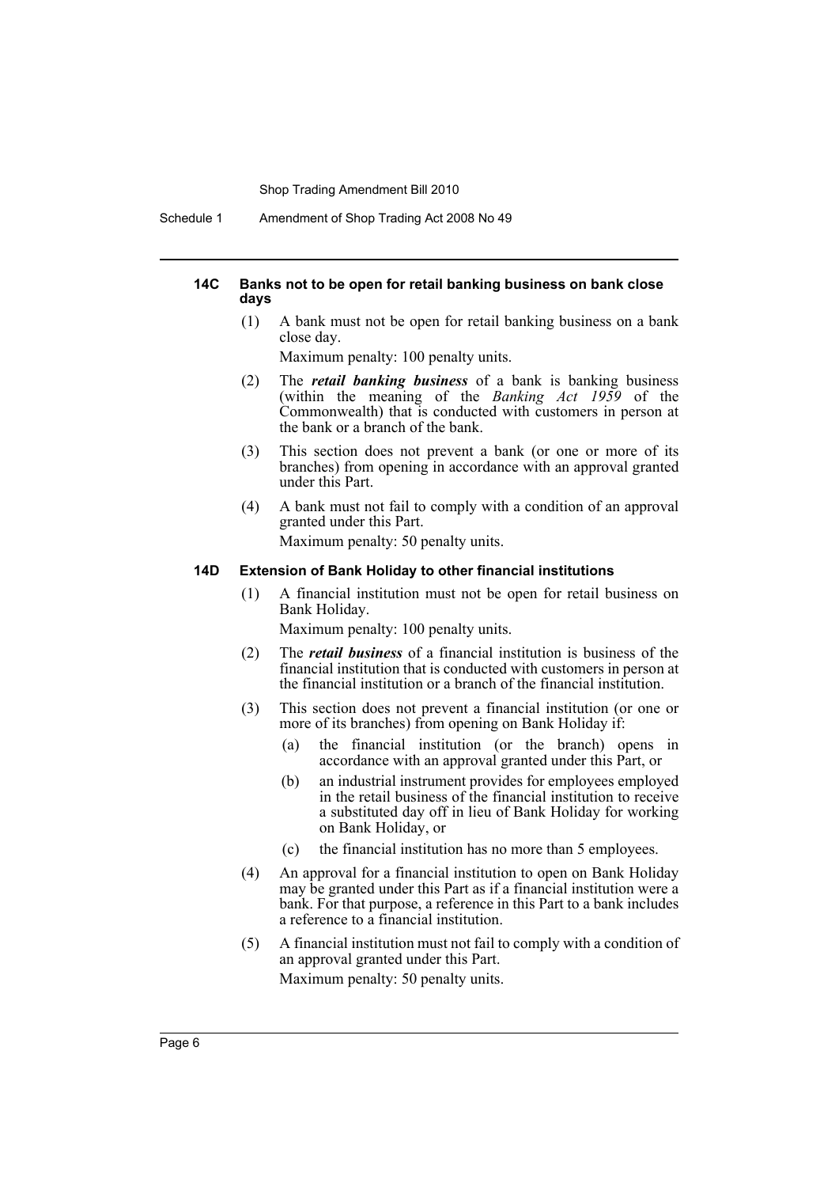#### 14C Banks not to be open for retail banking business on bank close days

(1) A bank must not be open for retail banking business on a bank close day.

Maximum penalty: 100 penalty units.

(2) The ***retail banking business*** of a bank is banking business (within the meaning of the *Banking Act 1959* of the Commonwealth) that is conducted with customers in person at the bank or a branch of the bank.

(3) This section does not prevent a bank (or one or more of its branches) from opening in accordance with an approval granted under this Part.

(4) A bank must not fail to comply with a condition of an approval granted under this Part.

Maximum penalty: 50 penalty units.

#### 14D Extension of Bank Holiday to other financial institutions

(1) A financial institution must not be open for retail business on Bank Holiday.

Maximum penalty: 100 penalty units.

(2) The ***retail business*** of a financial institution is business of the financial institution that is conducted with customers in person at the financial institution or a branch of the financial institution.

(3) This section does not prevent a financial institution (or one or more of its branches) from opening on Bank Holiday if:

(a) the financial institution (or the branch) opens in accordance with an approval granted under this Part, or

(b) an industrial instrument provides for employees employed in the retail business of the financial institution to receive a substituted day off in lieu of Bank Holiday for working on Bank Holiday, or

(c) the financial institution has no more than 5 employees.

(4) An approval for a financial institution to open on Bank Holiday may be granted under this Part as if a financial institution were a bank. For that purpose, a reference in this Part to a bank includes a reference to a financial institution.

(5) A financial institution must not fail to comply with a condition of an approval granted under this Part.

Maximum penalty: 50 penalty units.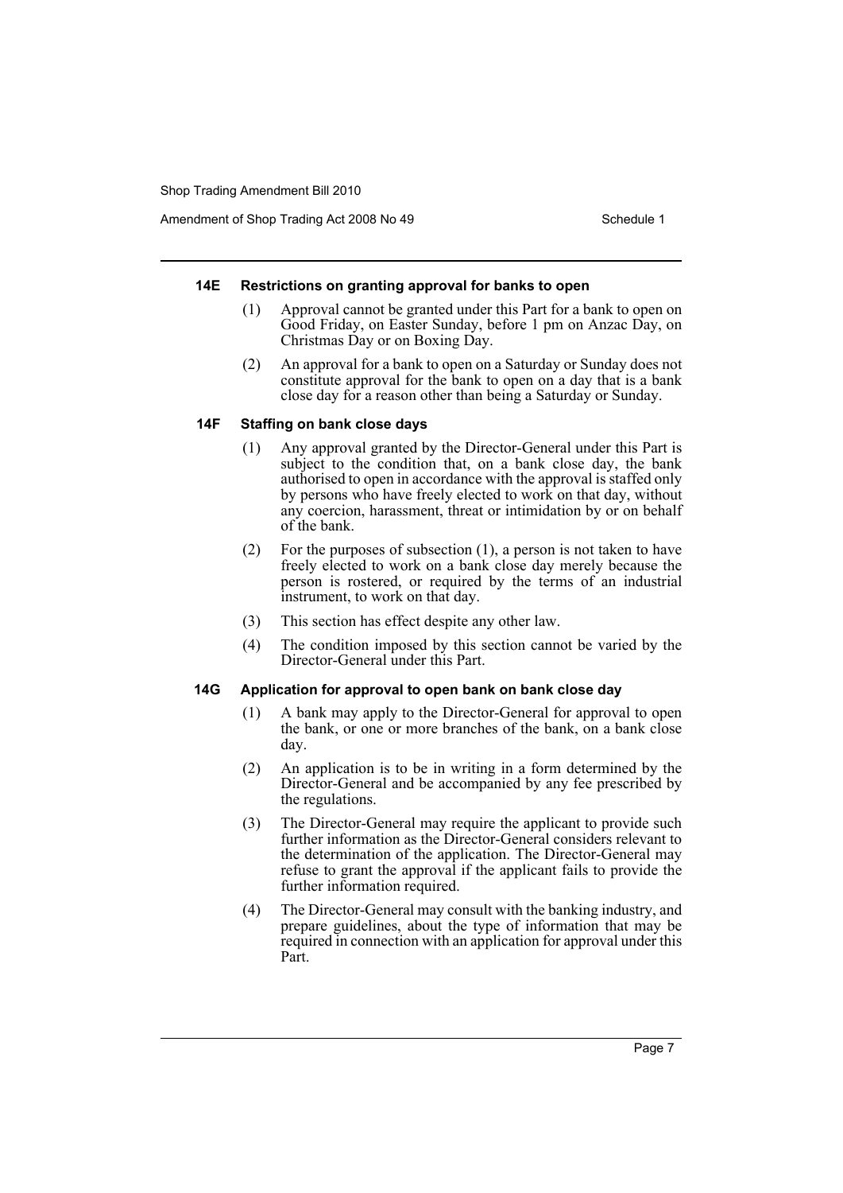### 14E Restrictions on granting approval for banks to open

(1) Approval cannot be granted under this Part for a bank to open on Good Friday, on Easter Sunday, before 1 pm on Anzac Day, on Christmas Day or on Boxing Day.

(2) An approval for a bank to open on a Saturday or Sunday does not constitute approval for the bank to open on a day that is a bank close day for a reason other than being a Saturday or Sunday.

### 14F Staffing on bank close days

(1) Any approval granted by the Director-General under this Part is subject to the condition that, on a bank close day, the bank authorised to open in accordance with the approval is staffed only by persons who have freely elected to work on that day, without any coercion, harassment, threat or intimidation by or on behalf of the bank.

(2) For the purposes of subsection (1), a person is not taken to have freely elected to work on a bank close day merely because the person is rostered, or required by the terms of an industrial instrument, to work on that day.

(3) This section has effect despite any other law.

(4) The condition imposed by this section cannot be varied by the Director-General under this Part.

### 14G Application for approval to open bank on bank close day

(1) A bank may apply to the Director-General for approval to open the bank, or one or more branches of the bank, on a bank close day.

(2) An application is to be in writing in a form determined by the Director-General and be accompanied by any fee prescribed by the regulations.

(3) The Director-General may require the applicant to provide such further information as the Director-General considers relevant to the determination of the application. The Director-General may refuse to grant the approval if the applicant fails to provide the further information required.

(4) The Director-General may consult with the banking industry, and prepare guidelines, about the type of information that may be required in connection with an application for approval under this Part.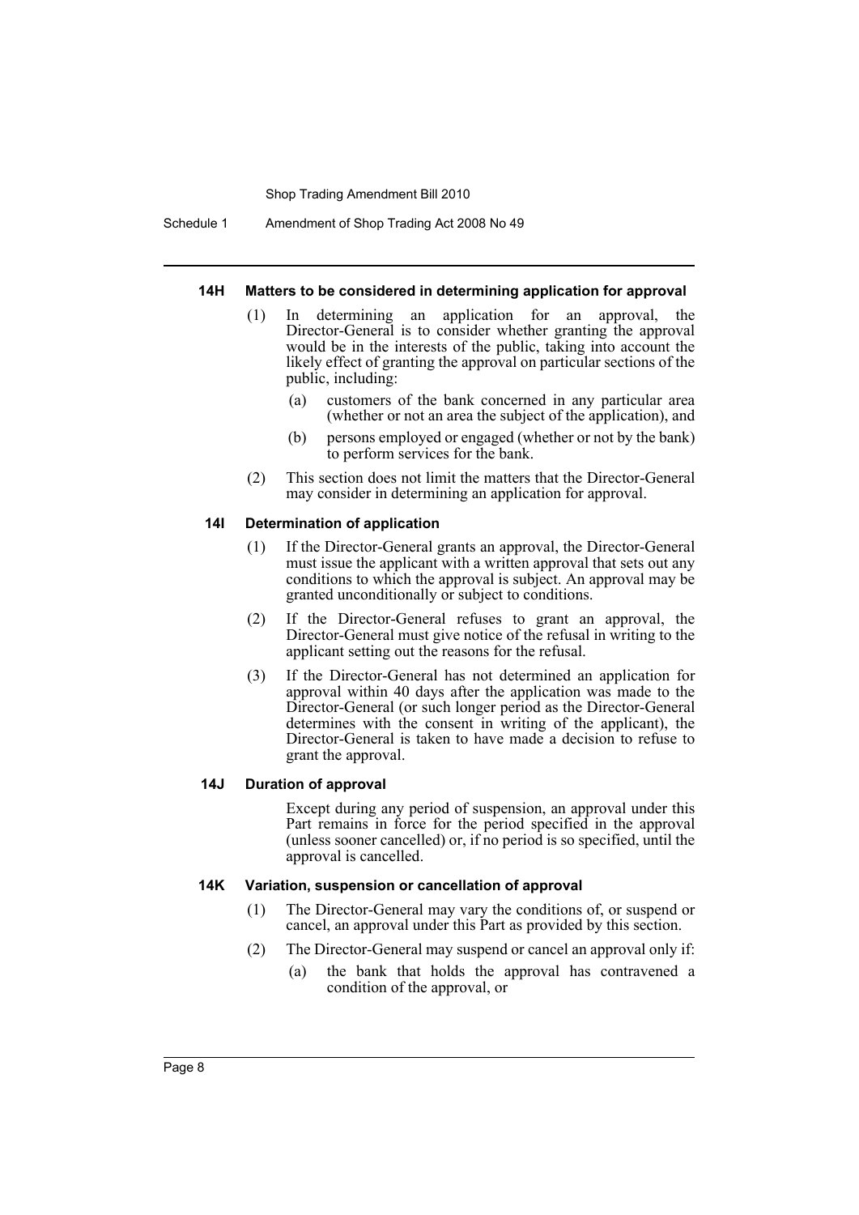#### 14H Matters to be considered in determining application for approval

(1) In determining an application for an approval, the Director-General is to consider whether granting the approval would be in the interests of the public, taking into account the likely effect of granting the approval on particular sections of the public, including:

- (a) customers of the bank concerned in any particular area (whether or not an area the subject of the application), and
- (b) persons employed or engaged (whether or not by the bank) to perform services for the bank.

(2) This section does not limit the matters that the Director-General may consider in determining an application for approval.

#### 14I Determination of application

(1) If the Director-General grants an approval, the Director-General must issue the applicant with a written approval that sets out any conditions to which the approval is subject. An approval may be granted unconditionally or subject to conditions.

(2) If the Director-General refuses to grant an approval, the Director-General must give notice of the refusal in writing to the applicant setting out the reasons for the refusal.

(3) If the Director-General has not determined an application for approval within 40 days after the application was made to the Director-General (or such longer period as the Director-General determines with the consent in writing of the applicant), the Director-General is taken to have made a decision to refuse to grant the approval.

#### 14J Duration of approval

Except during any period of suspension, an approval under this Part remains in force for the period specified in the approval (unless sooner cancelled) or, if no period is so specified, until the approval is cancelled.

#### 14K Variation, suspension or cancellation of approval

(1) The Director-General may vary the conditions of, or suspend or cancel, an approval under this Part as provided by this section.

(2) The Director-General may suspend or cancel an approval only if:

- (a) the bank that holds the approval has contravened a condition of the approval, or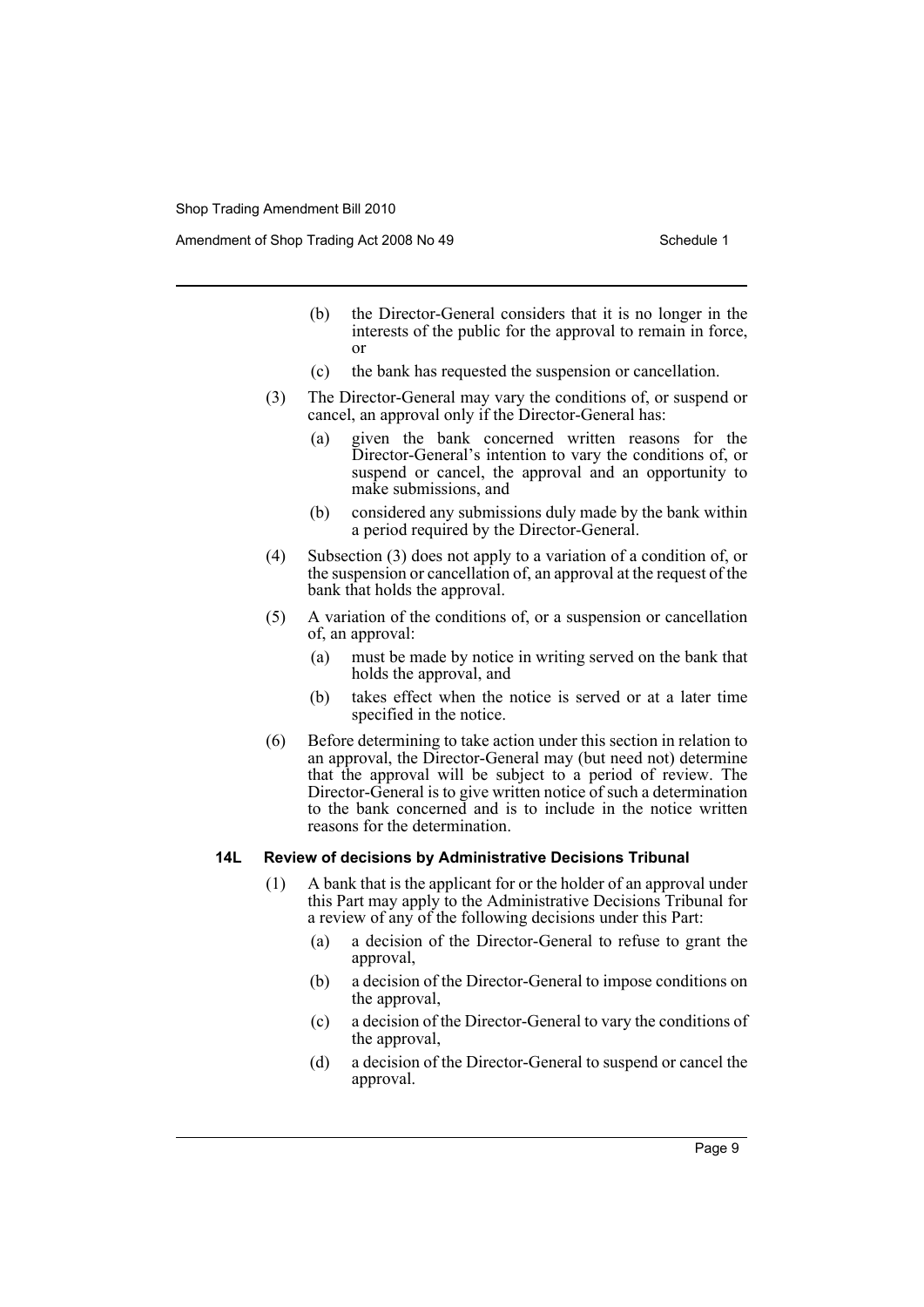(b) the Director-General considers that it is no longer in the interests of the public for the approval to remain in force, or

(c) the bank has requested the suspension or cancellation.

(3) The Director-General may vary the conditions of, or suspend or cancel, an approval only if the Director-General has:

(a) given the bank concerned written reasons for the Director-General's intention to vary the conditions of, or suspend or cancel, the approval and an opportunity to make submissions, and

(b) considered any submissions duly made by the bank within a period required by the Director-General.

(4) Subsection (3) does not apply to a variation of a condition of, or the suspension or cancellation of, an approval at the request of the bank that holds the approval.

(5) A variation of the conditions of, or a suspension or cancellation of, an approval:

(a) must be made by notice in writing served on the bank that holds the approval, and

(b) takes effect when the notice is served or at a later time specified in the notice.

(6) Before determining to take action under this section in relation to an approval, the Director-General may (but need not) determine that the approval will be subject to a period of review. The Director-General is to give written notice of such a determination to the bank concerned and is to include in the notice written reasons for the determination.

#### 14L Review of decisions by Administrative Decisions Tribunal

(1) A bank that is the applicant for or the holder of an approval under this Part may apply to the Administrative Decisions Tribunal for a review of any of the following decisions under this Part:

(a) a decision of the Director-General to refuse to grant the approval,

(b) a decision of the Director-General to impose conditions on the approval,

(c) a decision of the Director-General to vary the conditions of the approval,

(d) a decision of the Director-General to suspend or cancel the approval.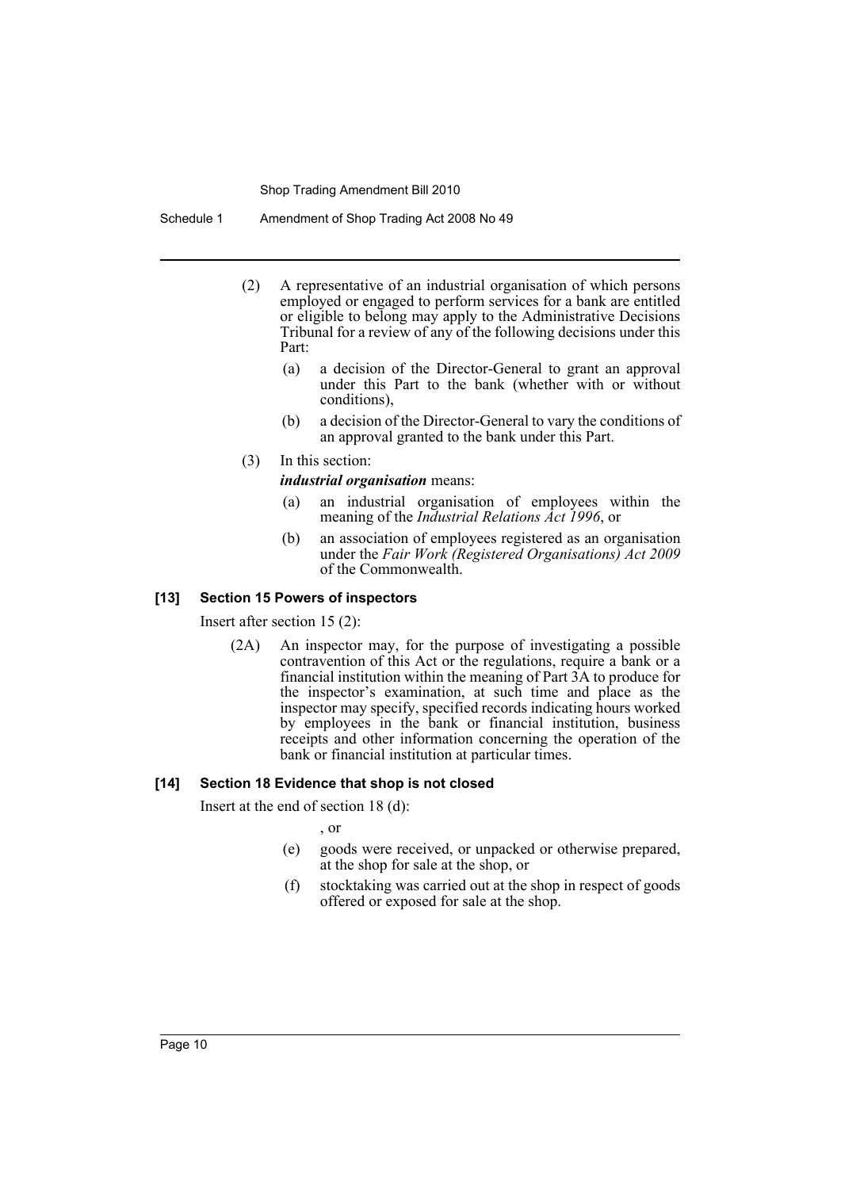(2) A representative of an industrial organisation of which persons employed or engaged to perform services for a bank are entitled or eligible to belong may apply to the Administrative Decisions Tribunal for a review of any of the following decisions under this Part:

   (a) a decision of the Director-General to grant an approval under this Part to the bank (whether with or without conditions),

   (b) a decision of the Director-General to vary the conditions of an approval granted to the bank under this Part.

(3) In this section:

***industrial organisation*** means:

   (a) an industrial organisation of employees within the meaning of the *Industrial Relations Act 1996*, or

   (b) an association of employees registered as an organisation under the *Fair Work (Registered Organisations) Act 2009* of the Commonwealth.

### [13] Section 15 Powers of inspectors

Insert after section 15 (2):

(2A) An inspector may, for the purpose of investigating a possible contravention of this Act or the regulations, require a bank or a financial institution within the meaning of Part 3A to produce for the inspector's examination, at such time and place as the inspector may specify, specified records indicating hours worked by employees in the bank or financial institution, business receipts and other information concerning the operation of the bank or financial institution at particular times.

### [14] Section 18 Evidence that shop is not closed

Insert at the end of section 18 (d):

, or

   (e) goods were received, or unpacked or otherwise prepared, at the shop for sale at the shop, or

   (f) stocktaking was carried out at the shop in respect of goods offered or exposed for sale at the shop.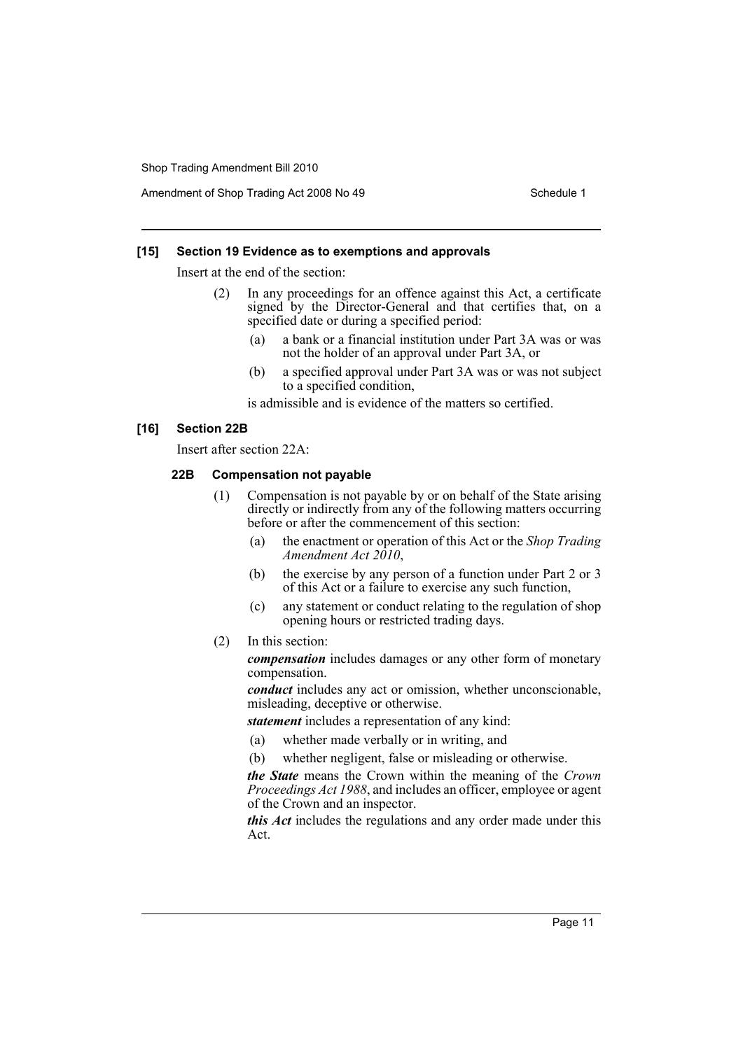**[15] Section 19 Evidence as to exemptions and approvals**

Insert at the end of the section:

(2) In any proceedings for an offence against this Act, a certificate signed by the Director-General and that certifies that, on a specified date or during a specified period:

(a) a bank or a financial institution under Part 3A was or was not the holder of an approval under Part 3A, or

(b) a specified approval under Part 3A was or was not subject to a specified condition,

is admissible and is evidence of the matters so certified.

**[16] Section 22B**

Insert after section 22A:

**22B Compensation not payable**

(1) Compensation is not payable by or on behalf of the State arising directly or indirectly from any of the following matters occurring before or after the commencement of this section:

(a) the enactment or operation of this Act or the *Shop Trading Amendment Act 2010*,

(b) the exercise by any person of a function under Part 2 or 3 of this Act or a failure to exercise any such function,

(c) any statement or conduct relating to the regulation of shop opening hours or restricted trading days.

(2) In this section:

***compensation*** includes damages or any other form of monetary compensation.

***conduct*** includes any act or omission, whether unconscionable, misleading, deceptive or otherwise.

***statement*** includes a representation of any kind:

(a) whether made verbally or in writing, and

(b) whether negligent, false or misleading or otherwise.

***the State*** means the Crown within the meaning of the *Crown Proceedings Act 1988*, and includes an officer, employee or agent of the Crown and an inspector.

***this Act*** includes the regulations and any order made under this Act.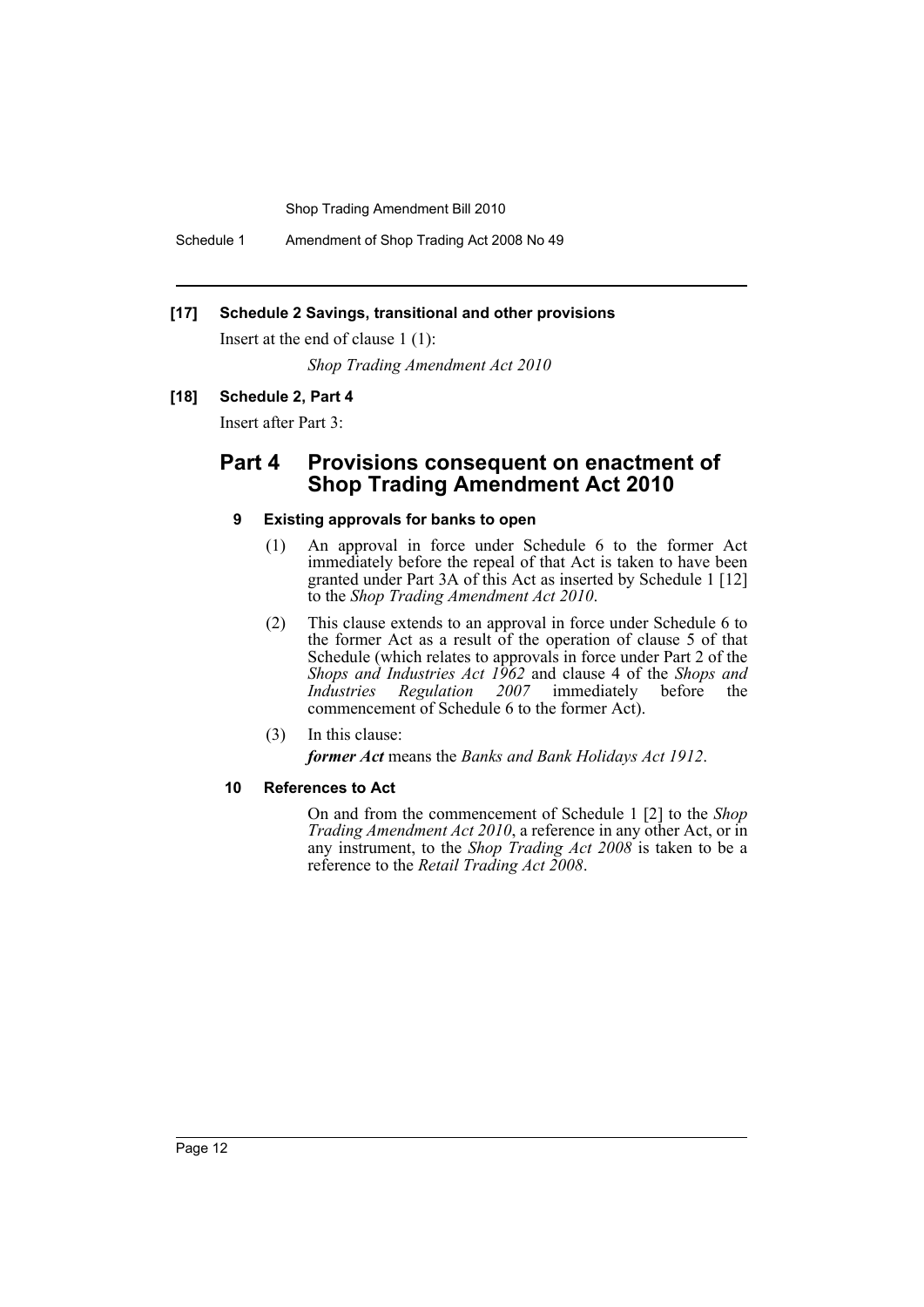**[17] Schedule 2 Savings, transitional and other provisions**

Insert at the end of clause 1 (1):

*Shop Trading Amendment Act 2010*

**[18] Schedule 2, Part 4**

Insert after Part 3:

## Part 4 Provisions consequent on enactment of Shop Trading Amendment Act 2010

### 9 Existing approvals for banks to open

(1) An approval in force under Schedule 6 to the former Act immediately before the repeal of that Act is taken to have been granted under Part 3A of this Act as inserted by Schedule 1 [12] to the *Shop Trading Amendment Act 2010*.

(2) This clause extends to an approval in force under Schedule 6 to the former Act as a result of the operation of clause 5 of that Schedule (which relates to approvals in force under Part 2 of the *Shops and Industries Act 1962* and clause 4 of the *Shops and Industries Regulation 2007* immediately before the commencement of Schedule 6 to the former Act).

(3) In this clause:

***former Act*** means the *Banks and Bank Holidays Act 1912*.

### 10 References to Act

On and from the commencement of Schedule 1 [2] to the *Shop Trading Amendment Act 2010*, a reference in any other Act, or in any instrument, to the *Shop Trading Act 2008* is taken to be a reference to the *Retail Trading Act 2008*.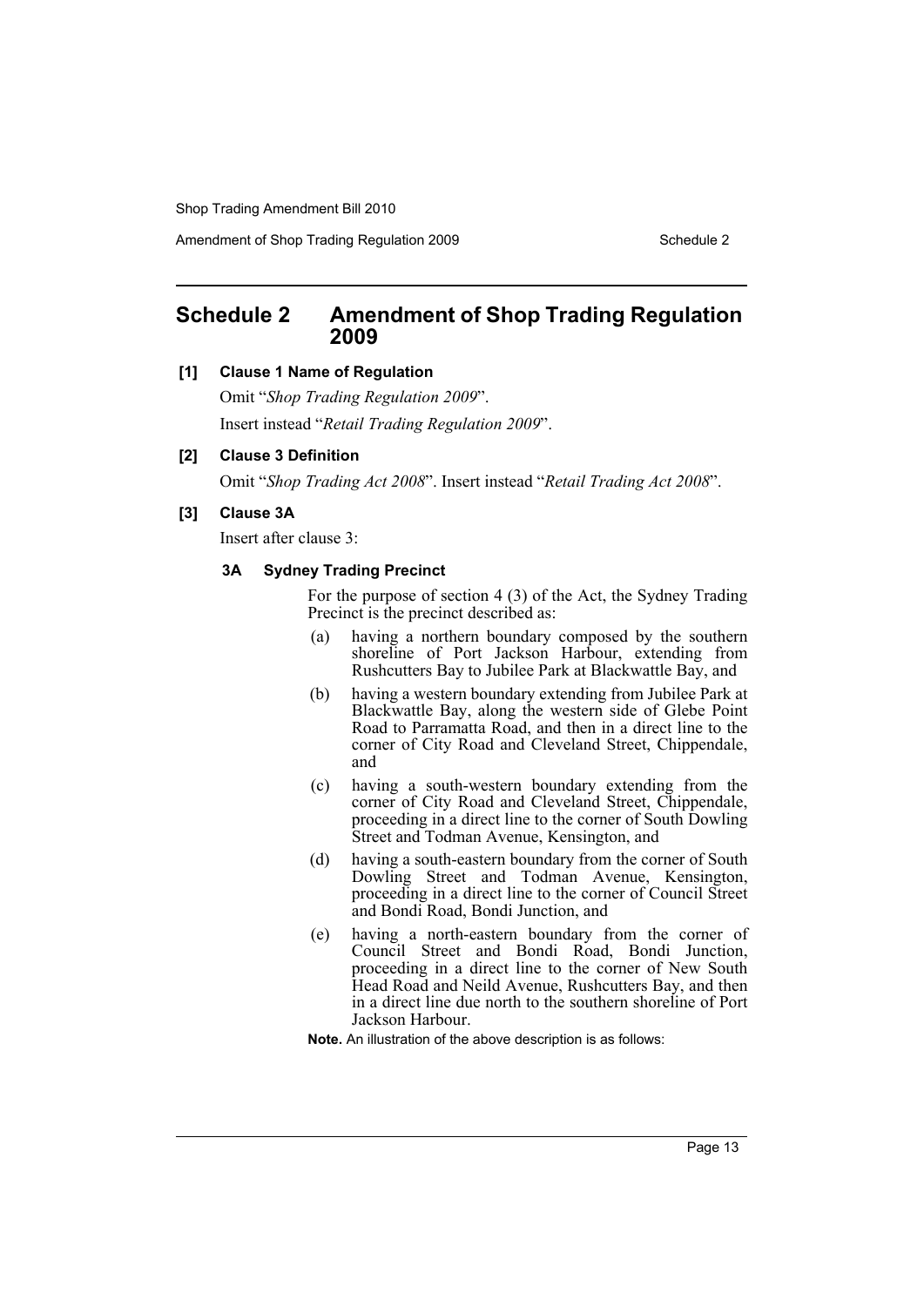## Schedule 2 Amendment of Shop Trading Regulation 2009

**[1] Clause 1 Name of Regulation**

Omit "*Shop Trading Regulation 2009*".

Insert instead "*Retail Trading Regulation 2009*".

**[2] Clause 3 Definition**

Omit "*Shop Trading Act 2008*". Insert instead "*Retail Trading Act 2008*".

**[3] Clause 3A**

Insert after clause 3:

**3A Sydney Trading Precinct**

For the purpose of section 4 (3) of the Act, the Sydney Trading Precinct is the precinct described as:

(a) having a northern boundary composed by the southern shoreline of Port Jackson Harbour, extending from Rushcutters Bay to Jubilee Park at Blackwattle Bay, and

(b) having a western boundary extending from Jubilee Park at Blackwattle Bay, along the western side of Glebe Point Road to Parramatta Road, and then in a direct line to the corner of City Road and Cleveland Street, Chippendale, and

(c) having a south-western boundary extending from the corner of City Road and Cleveland Street, Chippendale, proceeding in a direct line to the corner of South Dowling Street and Todman Avenue, Kensington, and

(d) having a south-eastern boundary from the corner of South Dowling Street and Todman Avenue, Kensington, proceeding in a direct line to the corner of Council Street and Bondi Road, Bondi Junction, and

(e) having a north-eastern boundary from the corner of Council Street and Bondi Road, Bondi Junction, proceeding in a direct line to the corner of New South Head Road and Neild Avenue, Rushcutters Bay, and then in a direct line due north to the southern shoreline of Port Jackson Harbour.

**Note.** An illustration of the above description is as follows: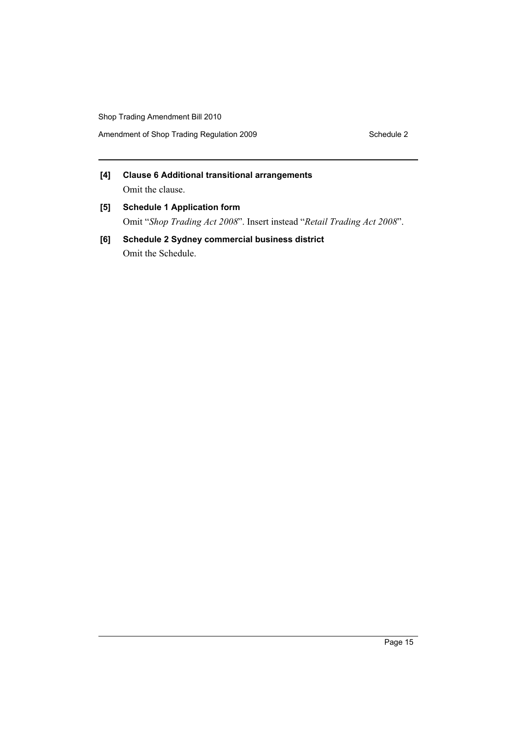**[4] Clause 6 Additional transitional arrangements**

Omit the clause.

**[5] Schedule 1 Application form**

Omit "*Shop Trading Act 2008*". Insert instead "*Retail Trading Act 2008*".

**[6] Schedule 2 Sydney commercial business district**

Omit the Schedule.